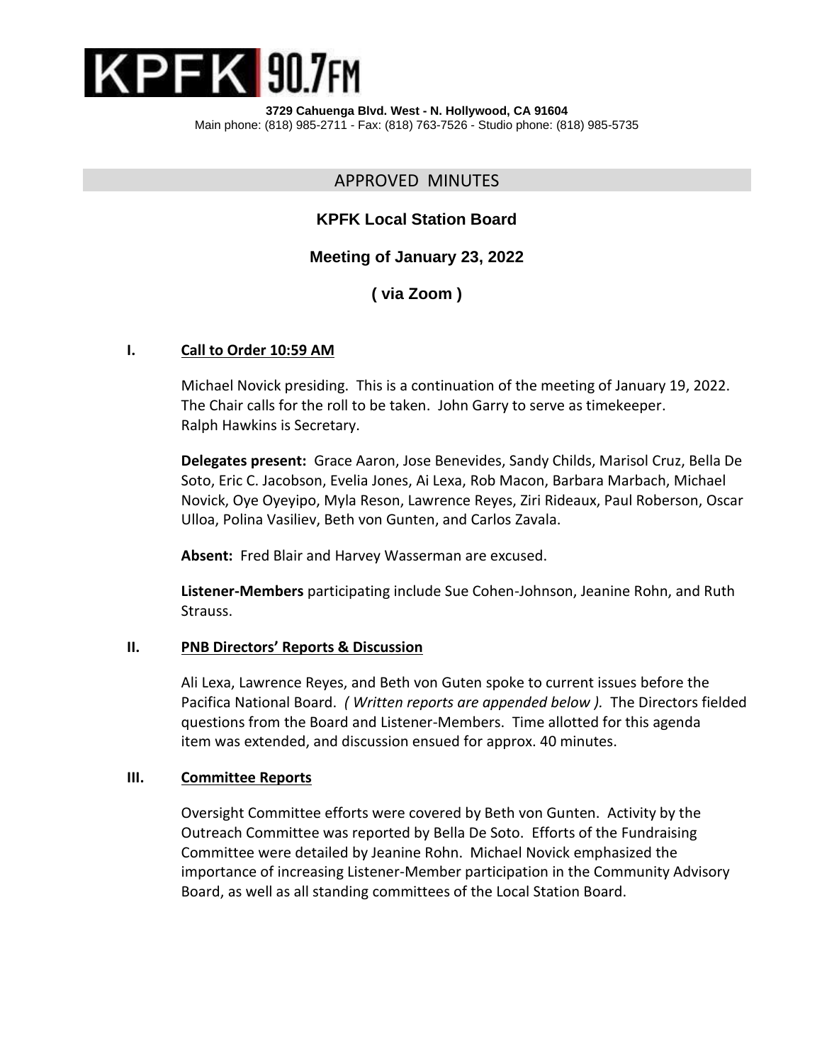# KPFK 90.7FM

**3729 Cahuenga Blvd. West - N. Hollywood, CA 91604**
Main phone: (818) 985-2711 - Fax: (818) 763-7526 - Studio phone: (818) 985-5735

## APPROVED MINUTES

### KPFK Local Station Board

### Meeting of January 23, 2022

### ( via Zoom )

**I. Call to Order 10:59 AM**

Michael Novick presiding. This is a continuation of the meeting of January 19, 2022. The Chair calls for the roll to be taken. John Garry to serve as timekeeper. Ralph Hawkins is Secretary.

**Delegates present:** Grace Aaron, Jose Benevides, Sandy Childs, Marisol Cruz, Bella De Soto, Eric C. Jacobson, Evelia Jones, Ai Lexa, Rob Macon, Barbara Marbach, Michael Novick, Oye Oyeyipo, Myla Reson, Lawrence Reyes, Ziri Rideaux, Paul Roberson, Oscar Ulloa, Polina Vasiliev, Beth von Gunten, and Carlos Zavala.

**Absent:** Fred Blair and Harvey Wasserman are excused.

**Listener-Members** participating include Sue Cohen-Johnson, Jeanine Rohn, and Ruth Strauss.

**II. PNB Directors' Reports & Discussion**

Ali Lexa, Lawrence Reyes, and Beth von Guten spoke to current issues before the Pacifica National Board. *( Written reports are appended below ).* The Directors fielded questions from the Board and Listener-Members. Time allotted for this agenda item was extended, and discussion ensued for approx. 40 minutes.

**III. Committee Reports**

Oversight Committee efforts were covered by Beth von Gunten. Activity by the Outreach Committee was reported by Bella De Soto. Efforts of the Fundraising Committee were detailed by Jeanine Rohn. Michael Novick emphasized the importance of increasing Listener-Member participation in the Community Advisory Board, as well as all standing committees of the Local Station Board.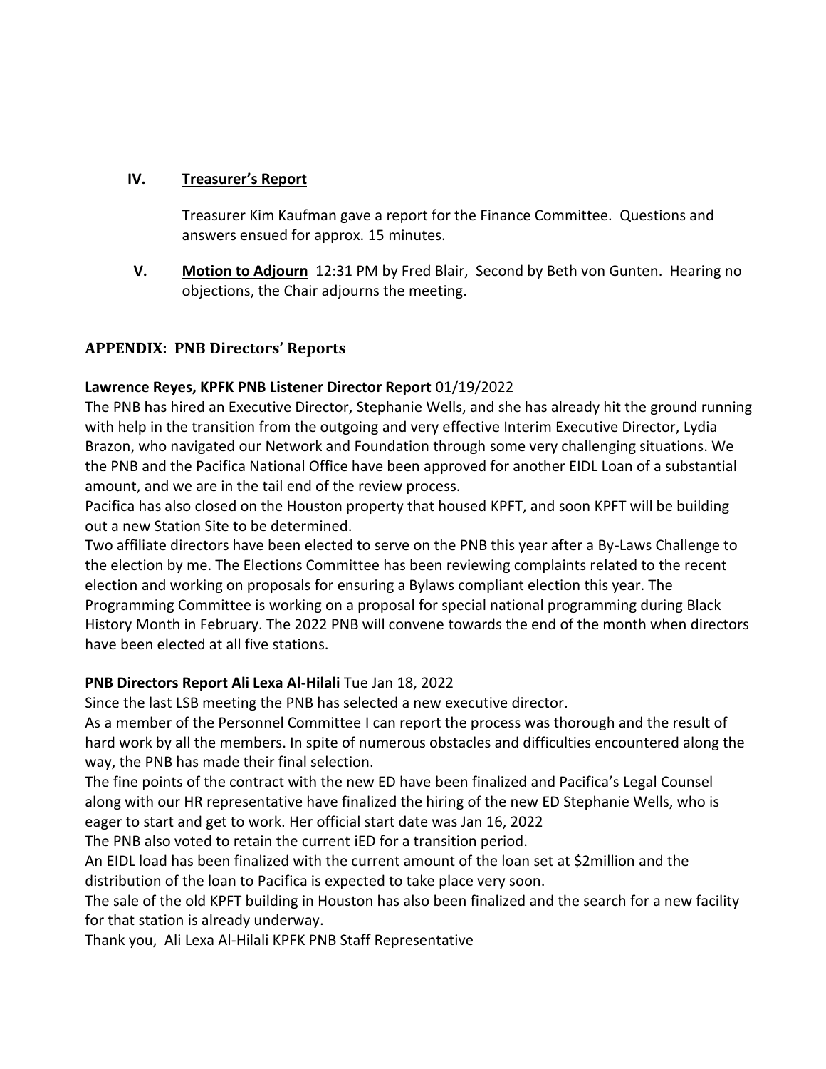## IV. Treasurer's Report

Treasurer Kim Kaufman gave a report for the Finance Committee. Questions and answers ensued for approx. 15 minutes.

## V. Motion to Adjourn

**Motion to Adjourn** 12:31 PM by Fred Blair, Second by Beth von Gunten. Hearing no objections, the Chair adjourns the meeting.

## APPENDIX: PNB Directors' Reports

**Lawrence Reyes, KPFK PNB Listener Director Report** 01/19/2022

The PNB has hired an Executive Director, Stephanie Wells, and she has already hit the ground running with help in the transition from the outgoing and very effective Interim Executive Director, Lydia Brazon, who navigated our Network and Foundation through some very challenging situations. We the PNB and the Pacifica National Office have been approved for another EIDL Loan of a substantial amount, and we are in the tail end of the review process.

Pacifica has also closed on the Houston property that housed KPFT, and soon KPFT will be building out a new Station Site to be determined.

Two affiliate directors have been elected to serve on the PNB this year after a By-Laws Challenge to the election by me. The Elections Committee has been reviewing complaints related to the recent election and working on proposals for ensuring a Bylaws compliant election this year. The Programming Committee is working on a proposal for special national programming during Black History Month in February. The 2022 PNB will convene towards the end of the month when directors have been elected at all five stations.

**PNB Directors Report Ali Lexa Al-Hilali** Tue Jan 18, 2022

Since the last LSB meeting the PNB has selected a new executive director.

As a member of the Personnel Committee I can report the process was thorough and the result of hard work by all the members. In spite of numerous obstacles and difficulties encountered along the way, the PNB has made their final selection.

The fine points of the contract with the new ED have been finalized and Pacifica's Legal Counsel along with our HR representative have finalized the hiring of the new ED Stephanie Wells, who is eager to start and get to work. Her official start date was Jan 16, 2022

The PNB also voted to retain the current iED for a transition period.

An EIDL load has been finalized with the current amount of the loan set at $2million and the distribution of the loan to Pacifica is expected to take place very soon.

The sale of the old KPFT building in Houston has also been finalized and the search for a new facility for that station is already underway.

Thank you, Ali Lexa Al-Hilali KPFK PNB Staff Representative